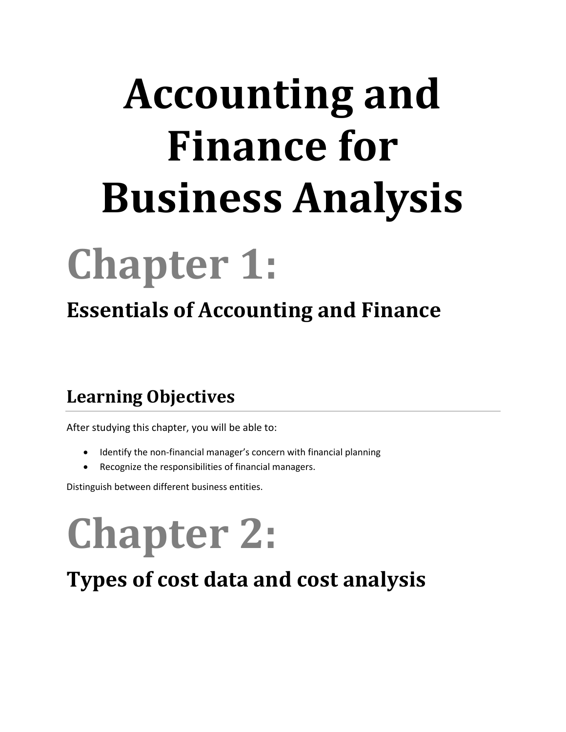# Accounting and Finance for Business Analysis

# Chapter 1:

## Essentials of Accounting and Finance

### Learning Objectives

After studying this chapter, you will be able to:

- Identify the non-financial manager's concern with financial planning
- Recognize the responsibilities of financial managers.

Distinguish between different business entities.

# Chapter 2:

## Types of cost data and cost analysis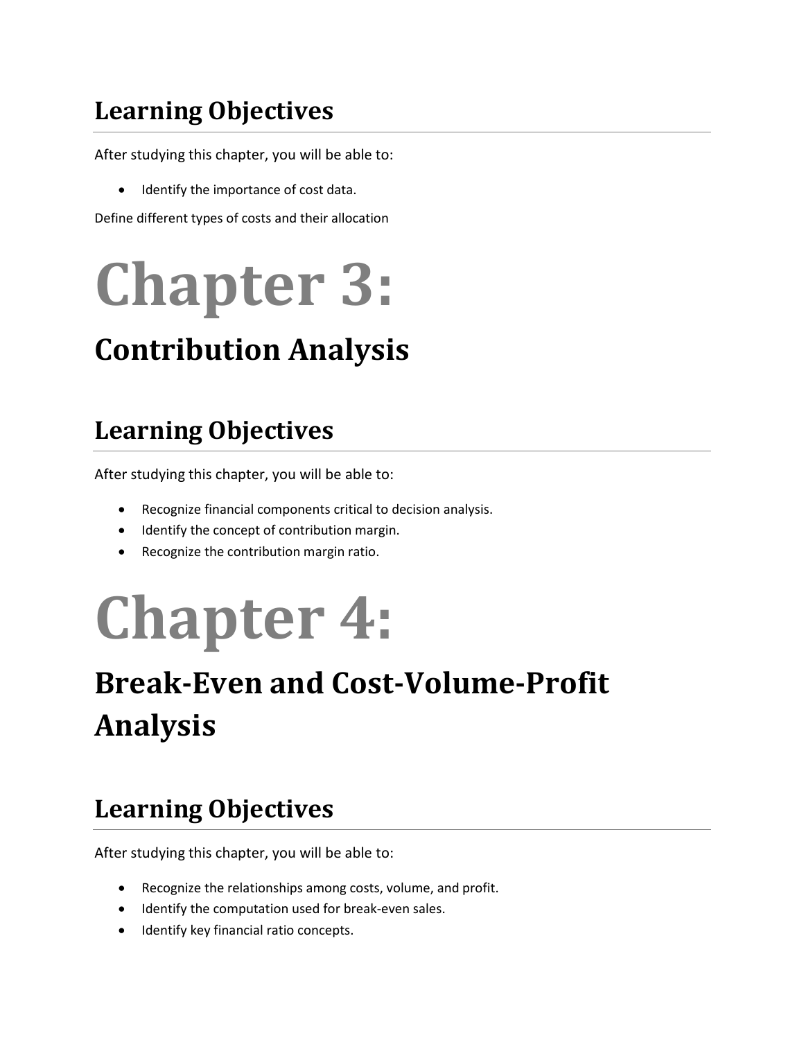## Learning Objectives

After studying this chapter, you will be able to:

- Identify the importance of cost data.

Define different types of costs and their allocation

# Chapter 3:

## Contribution Analysis

## Learning Objectives

After studying this chapter, you will be able to:

- Recognize financial components critical to decision analysis.
- Identify the concept of contribution margin.
- Recognize the contribution margin ratio.

# Chapter 4:

## Break-Even and Cost-Volume-Profit Analysis

## Learning Objectives

After studying this chapter, you will be able to:

- Recognize the relationships among costs, volume, and profit.
- Identify the computation used for break-even sales.
- Identify key financial ratio concepts.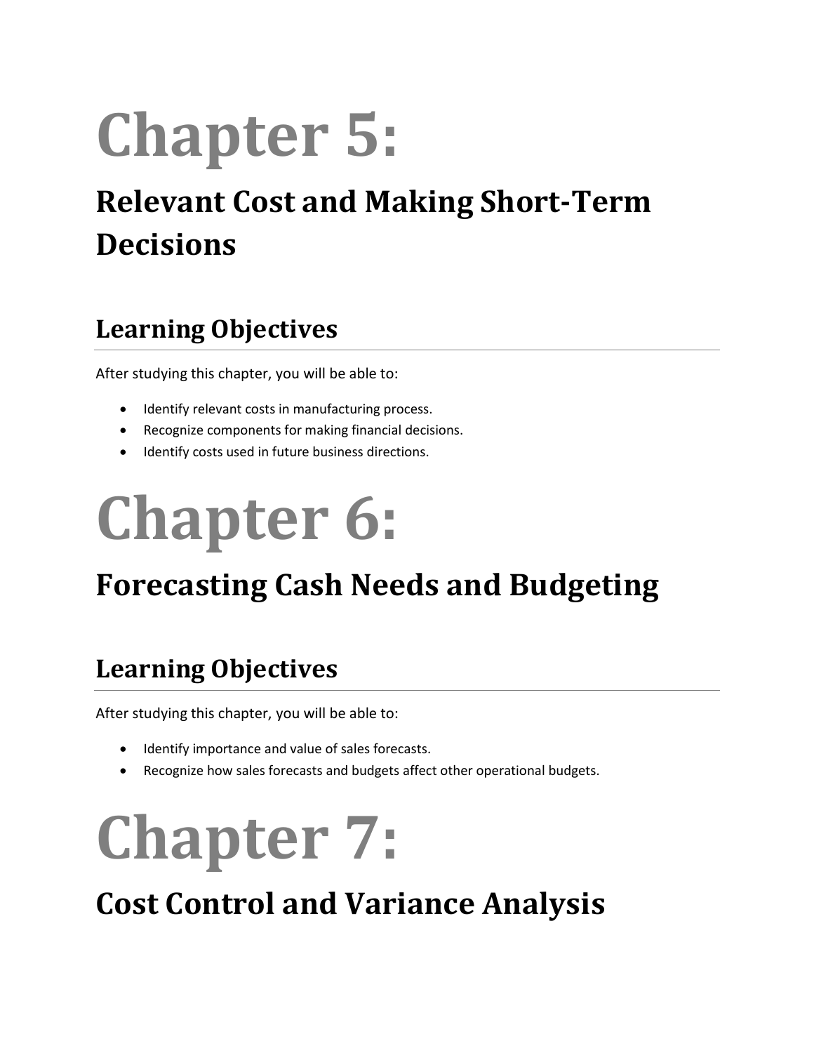# Chapter 5:

## Relevant Cost and Making Short-Term Decisions

### Learning Objectives

After studying this chapter, you will be able to:

- Identify relevant costs in manufacturing process.
- Recognize components for making financial decisions.
- Identify costs used in future business directions.

# Chapter 6:

## Forecasting Cash Needs and Budgeting

### Learning Objectives

After studying this chapter, you will be able to:

- Identify importance and value of sales forecasts.
- Recognize how sales forecasts and budgets affect other operational budgets.

# Chapter 7:

## Cost Control and Variance Analysis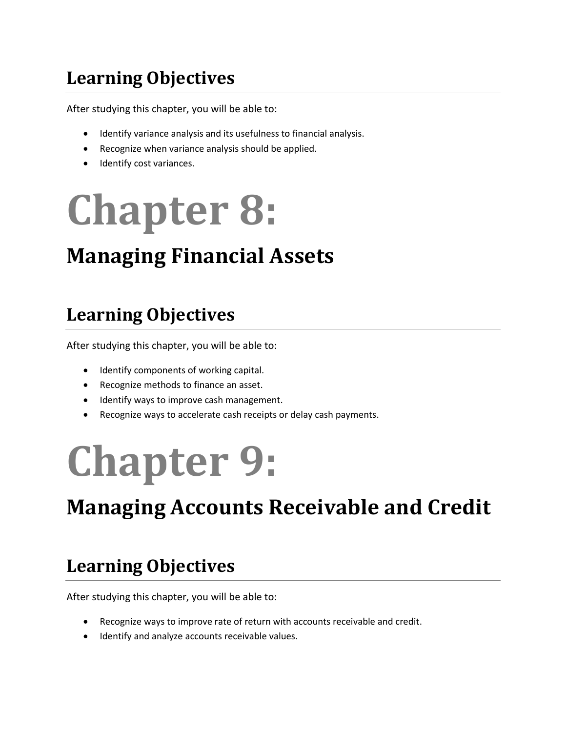## Learning Objectives

After studying this chapter, you will be able to:

- Identify variance analysis and its usefulness to financial analysis.
- Recognize when variance analysis should be applied.
- Identify cost variances.

# Chapter 8:

# Managing Financial Assets

## Learning Objectives

After studying this chapter, you will be able to:

- Identify components of working capital.
- Recognize methods to finance an asset.
- Identify ways to improve cash management.
- Recognize ways to accelerate cash receipts or delay cash payments.

# Chapter 9:

# Managing Accounts Receivable and Credit

## Learning Objectives

After studying this chapter, you will be able to:

- Recognize ways to improve rate of return with accounts receivable and credit.
- Identify and analyze accounts receivable values.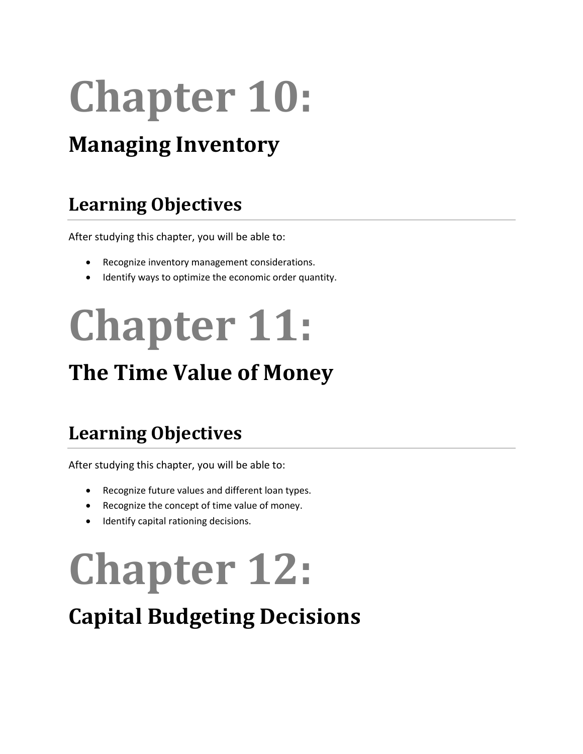# Chapter 10:

## Managing Inventory

### Learning Objectives

After studying this chapter, you will be able to:

- Recognize inventory management considerations.
- Identify ways to optimize the economic order quantity.

# Chapter 11:

## The Time Value of Money

### Learning Objectives

After studying this chapter, you will be able to:

- Recognize future values and different loan types.
- Recognize the concept of time value of money.
- Identify capital rationing decisions.

# Chapter 12:

## Capital Budgeting Decisions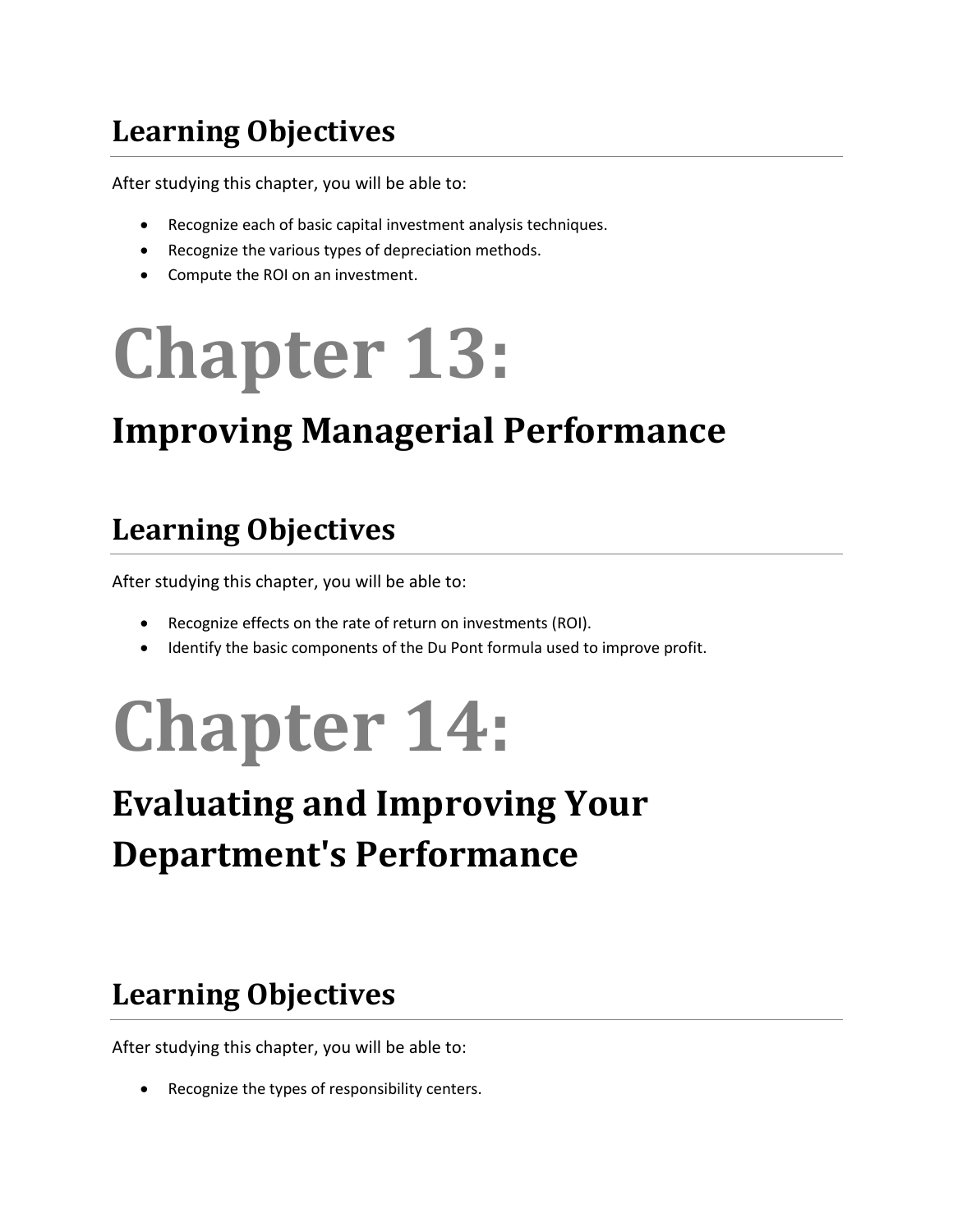## Learning Objectives

After studying this chapter, you will be able to:

- Recognize each of basic capital investment analysis techniques.
- Recognize the various types of depreciation methods.
- Compute the ROI on an investment.

# Chapter 13:

## Improving Managerial Performance

## Learning Objectives

After studying this chapter, you will be able to:

- Recognize effects on the rate of return on investments (ROI).
- Identify the basic components of the Du Pont formula used to improve profit.

# Chapter 14:

## Evaluating and Improving Your Department's Performance

## Learning Objectives

After studying this chapter, you will be able to:

- Recognize the types of responsibility centers.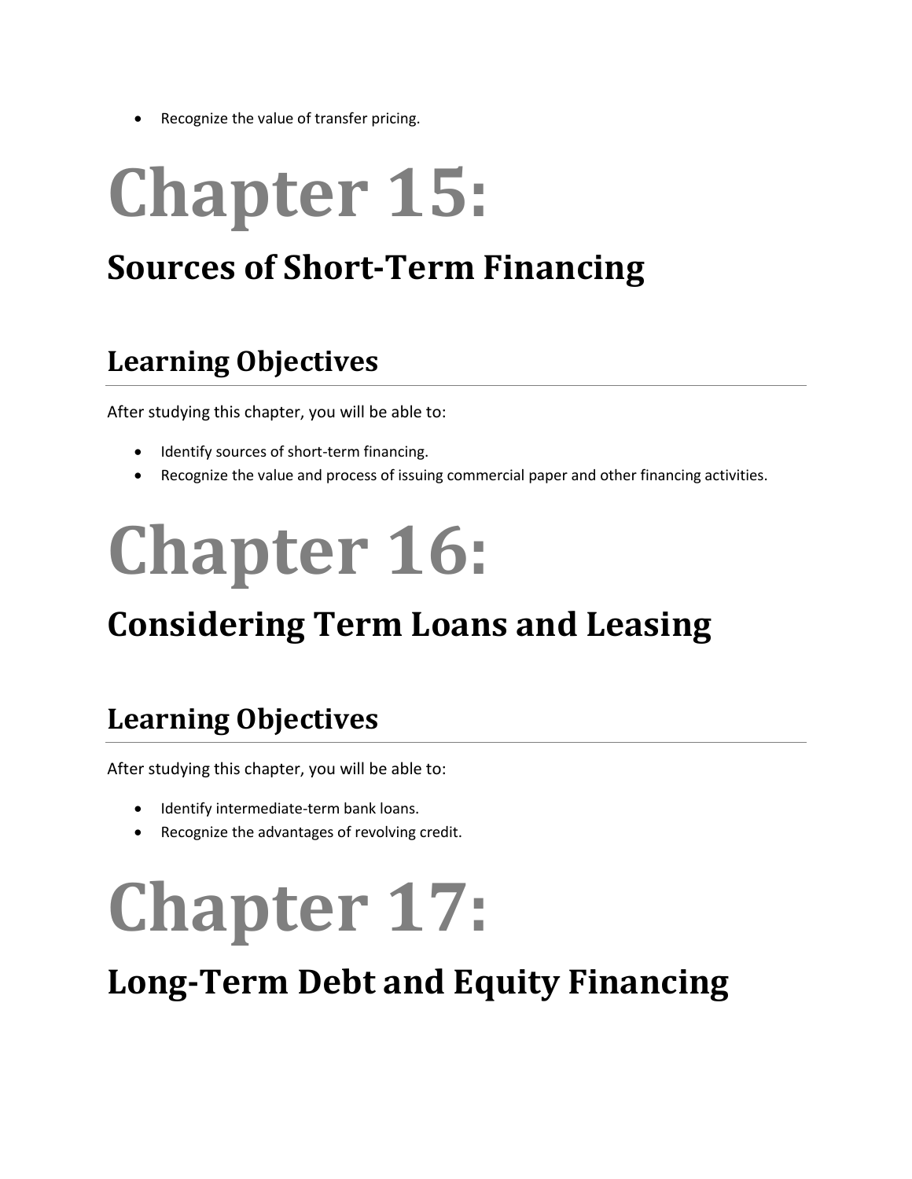- Recognize the value of transfer pricing.

# Chapter 15:

## Sources of Short-Term Financing

### Learning Objectives

After studying this chapter, you will be able to:

- Identify sources of short-term financing.
- Recognize the value and process of issuing commercial paper and other financing activities.

# Chapter 16:

## Considering Term Loans and Leasing

### Learning Objectives

After studying this chapter, you will be able to:

- Identify intermediate-term bank loans.
- Recognize the advantages of revolving credit.

# Chapter 17:

## Long-Term Debt and Equity Financing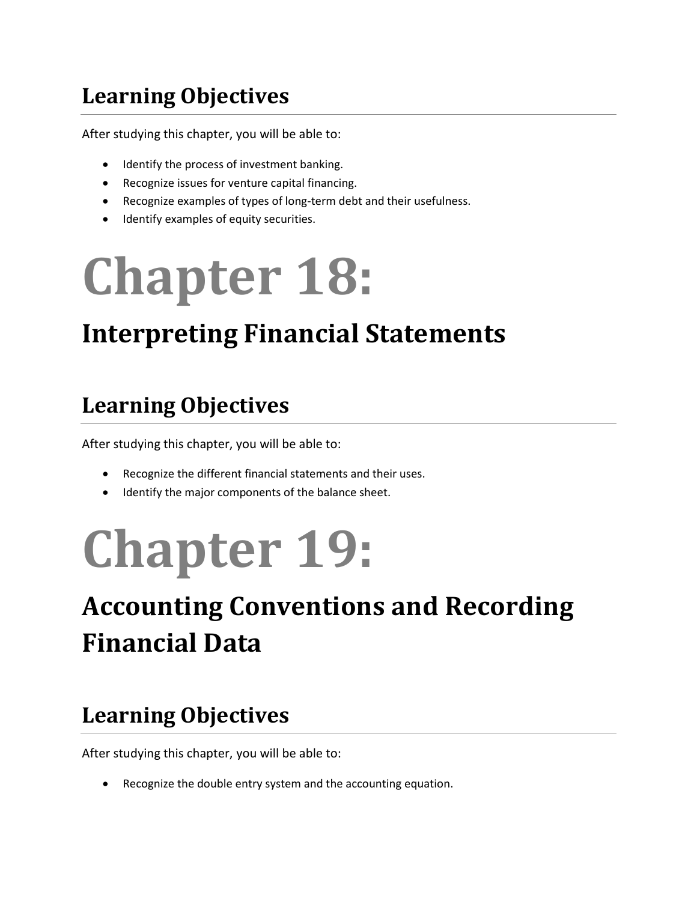## Learning Objectives

After studying this chapter, you will be able to:

- Identify the process of investment banking.
- Recognize issues for venture capital financing.
- Recognize examples of types of long-term debt and their usefulness.
- Identify examples of equity securities.

# Chapter 18:

## Interpreting Financial Statements

## Learning Objectives

After studying this chapter, you will be able to:

- Recognize the different financial statements and their uses.
- Identify the major components of the balance sheet.

# Chapter 19:

## Accounting Conventions and Recording Financial Data

## Learning Objectives

After studying this chapter, you will be able to:

- Recognize the double entry system and the accounting equation.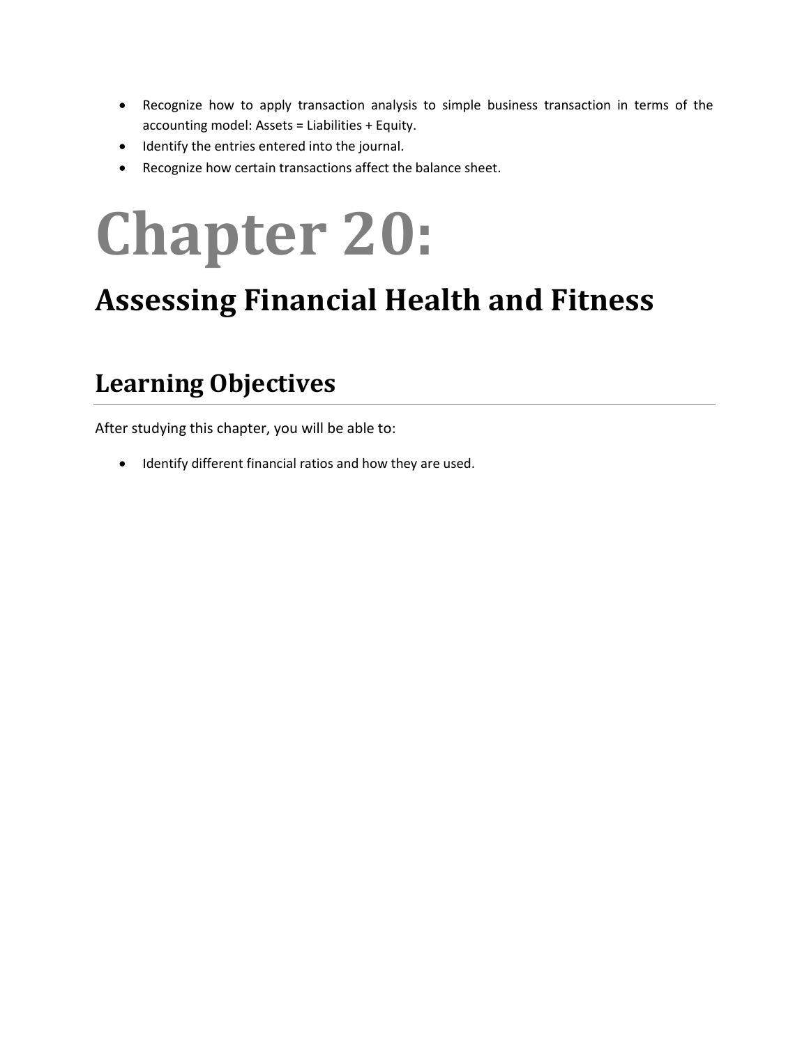- Recognize how to apply transaction analysis to simple business transaction in terms of the accounting model: Assets = Liabilities + Equity.
- Identify the entries entered into the journal.
- Recognize how certain transactions affect the balance sheet.

# Chapter 20:

# Assessing Financial Health and Fitness

## Learning Objectives

After studying this chapter, you will be able to:

- Identify different financial ratios and how they are used.